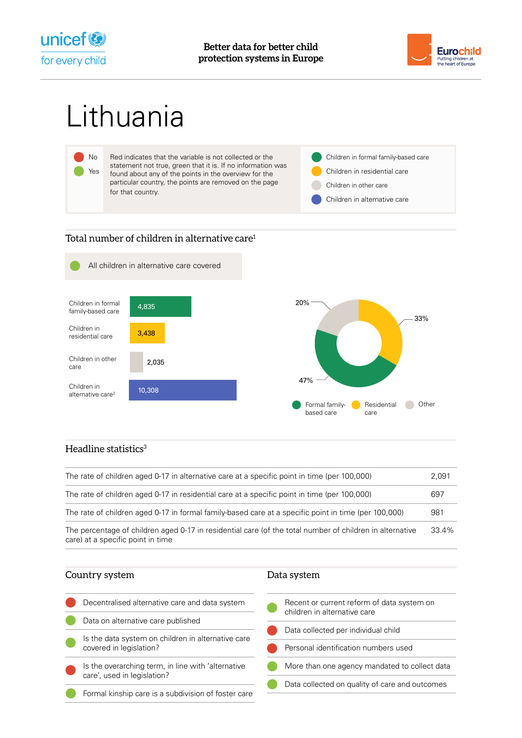Better data for better child protection systems in Europe

# Lithuania

| | | |
|---|---|---|
| ● No | Red indicates that the variable is not collected or the statement not true, green that it is. If no information was found about any of the points in the overview for the particular country, the points are removed on the page for that country. | ● Children in formal family-based care |
| ● Yes | | ● Children in residential care |
| | | ● Children in other care |
| | | ● Children in alternative care |

## Total number of children in alternative care[1]

● All children in alternative care covered

| | |
|---|---|
| Children in formal family-based care | 4,835 |
| Children in residential care | 3,438 |
| Children in other care | 2,035 |
| Children in alternative care[2] | 10,308 |

| Formal family-based care | Residential care | Other |
|---|---|---|
| 47% | 33% | 20% |

## Headline statistics[3]

| | |
|---|---|
| The rate of children aged 0-17 in alternative care at a specific point in time (per 100,000) | 2,091 |
| The rate of children aged 0-17 in residential care at a specific point in time (per 100,000) | 697 |
| The rate of children aged 0-17 in formal family-based care at a specific point in time (per 100,000) | 981 |
| The percentage of children aged 0-17 in residential care (of the total number of children in alternative care) at a specific point in time | 33.4% |

## Country system

- No — Decentralised alternative care and data system
- Yes — Data on alternative care published
- Yes — Is the data system on children in alternative care covered in legislation?
- No — Is the overarching term, in line with 'alternative care', used in legislation?
- Yes — Formal kinship care is a subdivision of foster care

## Data system

- Yes — Recent or current reform of data system on children in alternative care
- No — Data collected per individual child
- No — Personal identification numbers used
- Yes — More than one agency mandated to collect data
- Yes — Data collected on quality of care and outcomes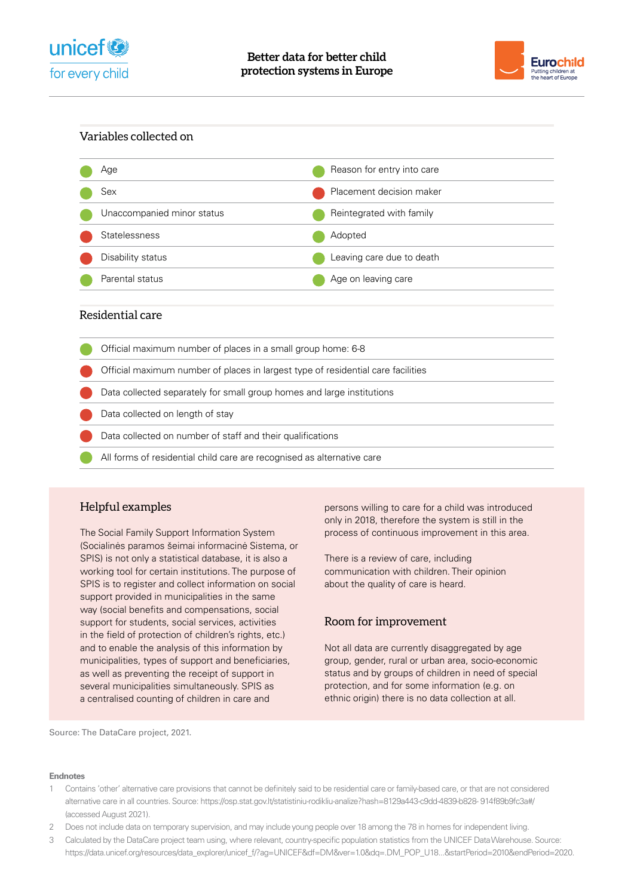## Variables collected on

| | |
|---|---|
| 🟢 Age | 🟢 Reason for entry into care |
| 🟢 Sex | 🔴 Placement decision maker |
| 🟢 Unaccompanied minor status | 🟢 Reintegrated with family |
| 🔴 Statelessness | 🟢 Adopted |
| 🔴 Disability status | 🟢 Leaving care due to death |
| 🟢 Parental status | 🟢 Age on leaving care |

## Residential care

| |
|---|
| 🟢 Official maximum number of places in a small group home: 6-8 |
| 🔴 Official maximum number of places in largest type of residential care facilities |
| 🔴 Data collected separately for small group homes and large institutions |
| 🔴 Data collected on length of stay |
| 🔴 Data collected on number of staff and their qualifications |
| 🟢 All forms of residential child care are recognised as alternative care |

## Helpful examples

The Social Family Support Information System (Socialinės paramos šeimai informacinė Sistema, or SPIS) is not only a statistical database, it is also a working tool for certain institutions. The purpose of SPIS is to register and collect information on social support provided in municipalities in the same way (social benefits and compensations, social support for students, social services, activities in the field of protection of children's rights, etc.) and to enable the analysis of this information by municipalities, types of support and beneficiaries, as well as preventing the receipt of support in several municipalities simultaneously. SPIS as a centralised counting of children in care and persons willing to care for a child was introduced only in 2018, therefore the system is still in the process of continuous improvement in this area.

There is a review of care, including communication with children. Their opinion about the quality of care is heard.

## Room for improvement

Not all data are currently disaggregated by age group, gender, rural or urban area, socio-economic status and by groups of children in need of special protection, and for some information (e.g. on ethnic origin) there is no data collection at all.

Source: The DataCare project, 2021.

**Endnotes**

1. Contains 'other' alternative care provisions that cannot be definitely said to be residential care or family-based care, or that are not considered alternative care in all countries. Source: https://osp.stat.gov.lt/statistiniu-rodikliu-analize?hash=8129a443-c9dd-4839-b828- 914f89b9fc3a#/ (accessed August 2021).
2. Does not include data on temporary supervision, and may include young people over 18 among the 78 in homes for independent living.
3. Calculated by the DataCare project team using, where relevant, country-specific population statistics from the UNICEF Data Warehouse. Source: https://data.unicef.org/resources/data_explorer/unicef_f/?ag=UNICEF&df=DM&ver=1.0&dq=.DM_POP_U18...&startPeriod=2010&endPeriod=2020.